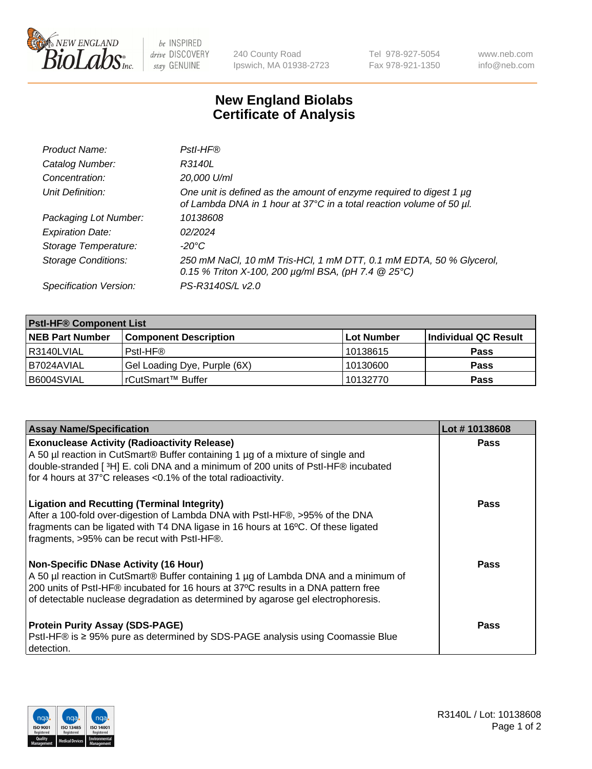# New England Biolabs
# Certificate of Analysis

| | |
|---|---|
| *Product Name:* | *PstI-HF®* |
| *Catalog Number:* | *R3140L* |
| *Concentration:* | *20,000 U/ml* |
| *Unit Definition:* | *One unit is defined as the amount of enzyme required to digest 1 µg of Lambda DNA in 1 hour at 37°C in a total reaction volume of 50 µl.* |
| *Packaging Lot Number:* | *10138608* |
| *Expiration Date:* | *02/2024* |
| *Storage Temperature:* | *-20°C* |
| *Storage Conditions:* | *250 mM NaCl, 10 mM Tris-HCl, 1 mM DTT, 0.1 mM EDTA, 50 % Glycerol, 0.15 % Triton X-100, 200 µg/ml BSA, (pH 7.4 @ 25°C)* |
| *Specification Version:* | *PS-R3140S/L v2.0* |

| **PstI-HF® Component List** | | | |
|---|---|---|---|
| **NEB Part Number** | **Component Description** | **Lot Number** | **Individual QC Result** |
| R3140LVIAL | PstI-HF® | 10138615 | **Pass** |
| B7024AVIAL | Gel Loading Dye, Purple (6X) | 10130600 | **Pass** |
| B6004SVIAL | rCutSmart™ Buffer | 10132770 | **Pass** |

| **Assay Name/Specification** | **Lot # 10138608** |
|---|---|
| **Exonuclease Activity (Radioactivity Release)** A 50 µl reaction in CutSmart® Buffer containing 1 µg of a mixture of single and double-stranded [ $^3$H] E. coli DNA and a minimum of 200 units of PstI-HF® incubated for 4 hours at 37°C releases <0.1% of the total radioactivity. | **Pass** |
| **Ligation and Recutting (Terminal Integrity)** After a 100-fold over-digestion of Lambda DNA with PstI-HF®, >95% of the DNA fragments can be ligated with T4 DNA ligase in 16 hours at 16ºC. Of these ligated fragments, >95% can be recut with PstI-HF®. | **Pass** |
| **Non-Specific DNase Activity (16 Hour)** A 50 µl reaction in CutSmart® Buffer containing 1 µg of Lambda DNA and a minimum of 200 units of PstI-HF® incubated for 16 hours at 37ºC results in a DNA pattern free of detectable nuclease degradation as determined by agarose gel electrophoresis. | **Pass** |
| **Protein Purity Assay (SDS-PAGE)** PstI-HF® is ≥ 95% pure as determined by SDS-PAGE analysis using Coomassie Blue detection. | **Pass** |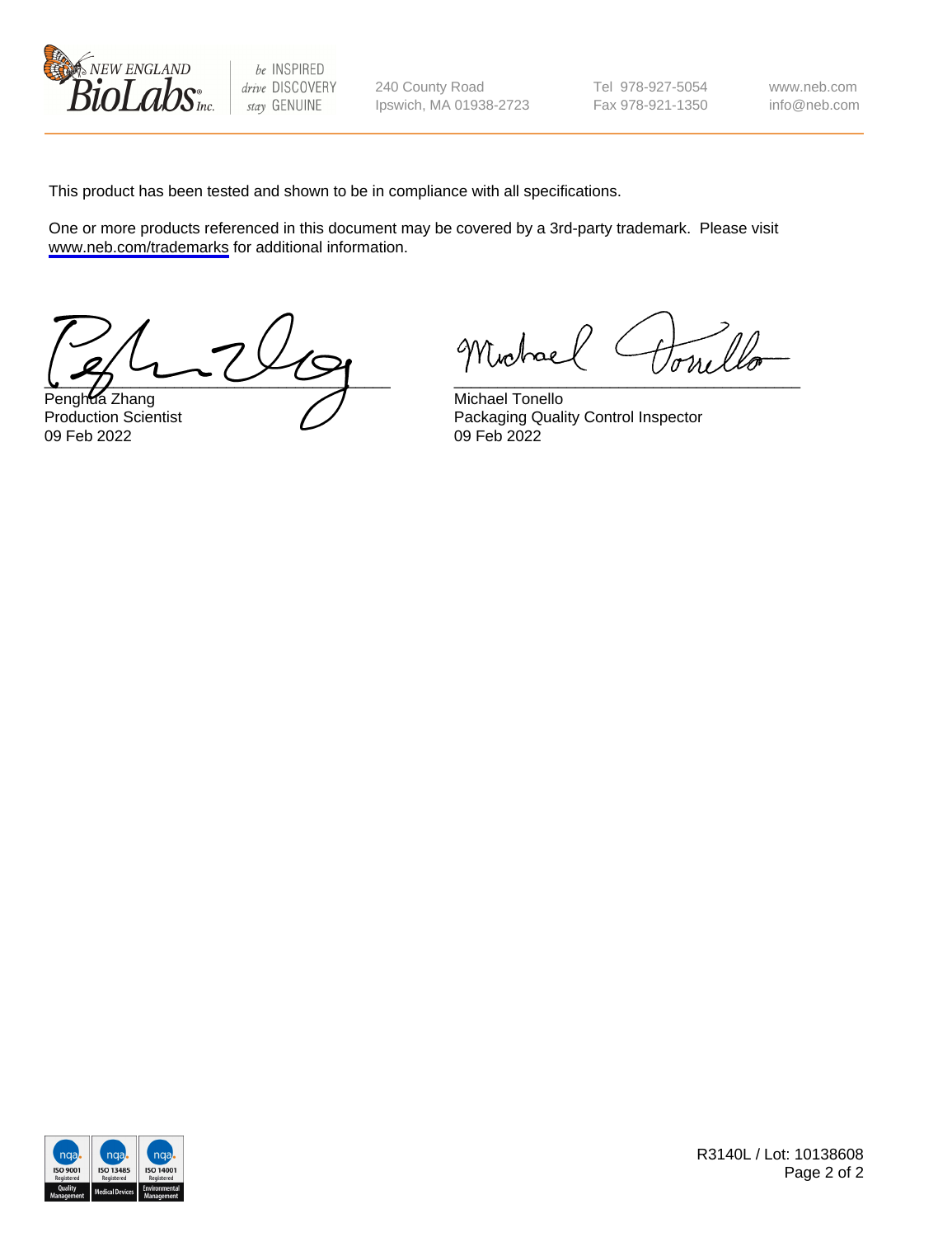This product has been tested and shown to be in compliance with all specifications.

One or more products referenced in this document may be covered by a 3rd-party trademark. Please visit www.neb.com/trademarks for additional information.

Penghua Zhang
Production Scientist
09 Feb 2022

Michael Tonello
Packaging Quality Control Inspector
09 Feb 2022

R3140L / Lot: 10138608